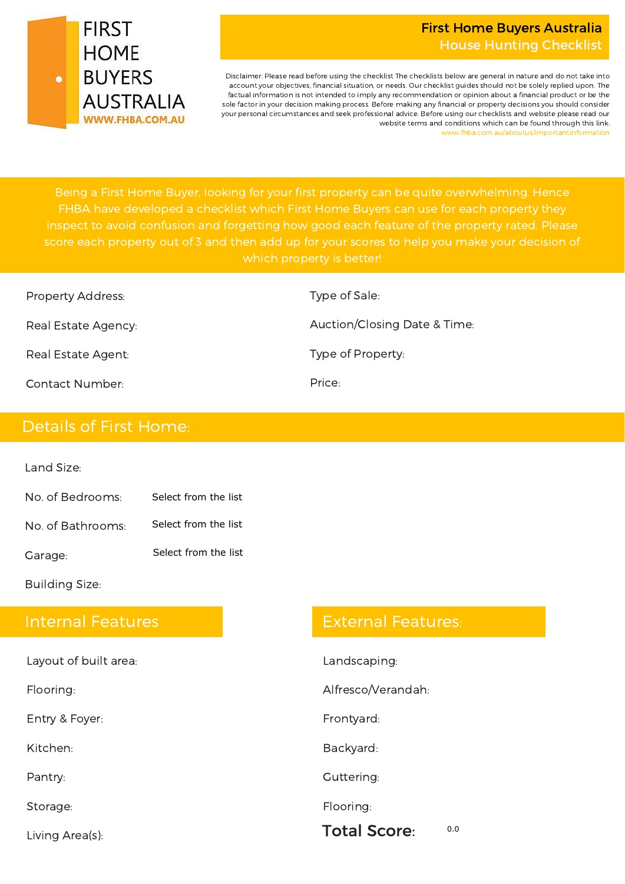FIRST HOME BUYERS AUSTRALIA
WWW.FHBA.COM.AU

# First Home Buyers Australia
## House Hunting Checklist

Disclaimer: Please read before using the checklist The checklists below are general in nature and do not take into account your objectives, financial situation, or needs. Our checklist guides should not be solely replied upon. The factual information is not intended to imply any recommendation or opinion about a financial product or be the sole factor in your decision making process. Before making any financial or property decisions you should consider your personal circumstances and seek professional advice. Before using our checklists and website please read our website terms and conditions which can be found through this link: www.fhba.com.au/aboutus/importantinformation

Being a First Home Buyer, looking for your first property can be quite overwhelming. Hence FHBA have developed a checklist which First Home Buyers can use for each property they inspect to avoid confusion and forgetting how good each feature of the property rated. Please score each property out of 3 and then add up for your scores to help you make your decision of which property is better!

Property Address:

Real Estate Agency:

Real Estate Agent:

Contact Number:

Type of Sale:

Auction/Closing Date & Time:

Type of Property:

Price:

## Details of First Home:

Land Size:

No. of Bedrooms: Select from the list

No. of Bathrooms: Select from the list

Garage: Select from the list

Building Size:

## Internal Features

Layout of built area:

Flooring:

Entry & Foyer:

Kitchen:

Pantry:

Storage:

Living Area(s):

## External Features:

Landscaping:

Alfresco/Verandah:

Frontyard:

Backyard:

Guttering:

Flooring:

**Total Score:** 0.0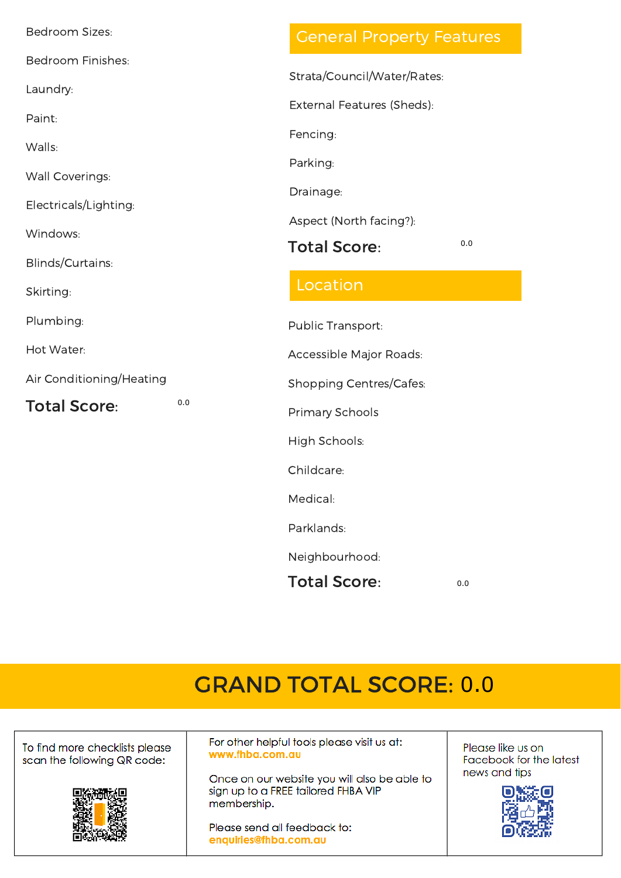Bedroom Sizes:

Bedroom Finishes:

Laundry:

Paint:

Walls:

Wall Coverings:

Electricals/Lighting:

Windows:

Blinds/Curtains:

Skirting:

Plumbing:

Hot Water:

Air Conditioning/Heating

**Total Score:** 0.0

## General Property Features

Strata/Council/Water/Rates:

External Features (Sheds):

Fencing:

Parking:

Drainage:

Aspect (North facing?):

**Total Score:** 0.0

## Location

Public Transport:

Accessible Major Roads:

Shopping Centres/Cafes:

Primary Schools

High Schools:

Childcare:

Medical:

Parklands:

Neighbourhood:

**Total Score:** 0.0

## GRAND TOTAL SCORE: 0.0

To find more checklists please scan the following QR code:

For other helpful tools please visit us at: **www.fhba.com.au**

Once on our website you will also be able to sign up to a FREE tailored FHBA VIP membership.

Please send all feedback to: **enquiries@fhba.com.au**

Please like us on Facebook for the latest news and tips